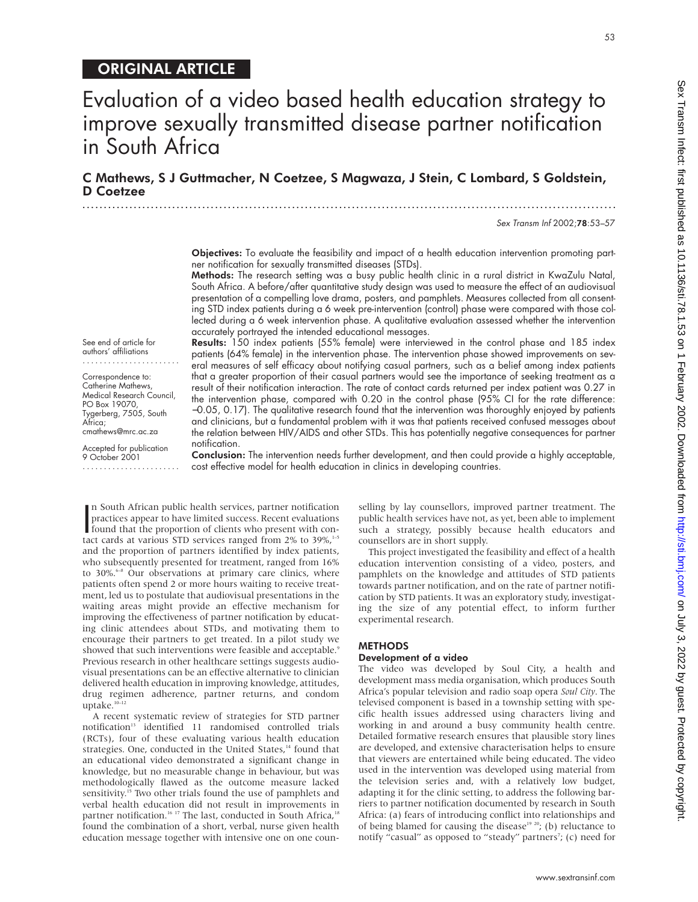ORIGINAL ARTICLE

# Evaluation of a video based health education strategy to improve sexually transmitted disease partner notification in South Africa

**C Mathews, S J Guttmacher, N Coetzee, S Magwaza, J Stein, C Lombard, S Goldstein, D Coetzee**

*Sex Transm Inf* 2002;**78**:53–57

**Objectives:** To evaluate the feasibility and impact of a health education intervention promoting partner notification for sexually transmitted diseases (STDs).

**Methods:** The research setting was a busy public health clinic in a rural district in KwaZulu Natal, South Africa. A before/after quantitative study design was used to measure the effect of an audiovisual presentation of a compelling love drama, posters, and pamphlets. Measures collected from all consenting STD index patients during a 6 week pre-intervention (control) phase were compared with those collected during a 6 week intervention phase. A qualitative evaluation assessed whether the intervention accurately portrayed the intended educational messages.

**Results:** 150 index patients (55% female) were interviewed in the control phase and 185 index patients (64% female) in the intervention phase. The intervention phase showed improvements on several measures of self efficacy about notifying casual partners, such as a belief among index patients that a greater proportion of their casual partners would see the importance of seeking treatment as a result of their notification interaction. The rate of contact cards returned per index patient was 0.27 in the intervention phase, compared with 0.20 in the control phase (95% CI for the rate difference: −0.05, 0.17). The qualitative research found that the intervention was thoroughly enjoyed by patients and clinicians, but a fundamental problem with it was that patients received confused messages about the relation between HIV/AIDS and other STDs. This has potentially negative consequences for partner notification.

**Conclusion:** The intervention needs further development, and then could provide a highly acceptable, cost effective model for health education in clinics in developing countries.

See end of article for authors' affiliations

Correspondence to: Catherine Mathews, Medical Research Council, PO Box 19070, Tygerberg, 7505, South Africa; cmathews@mrc.ac.za

Accepted for publication 9 October 2001

In South African public health services, partner notification practices appear to have limited success. Recent evaluations found that the proportion of clients who present with contact cards at various STD services ranged from 2% to 39%,[1–5] and the proportion of partners identified by index patients, who subsequently presented for treatment, ranged from 16% to 30%.[6–8] Our observations at primary care clinics, where patients often spend 2 or more hours waiting to receive treatment, led us to postulate that audiovisual presentations in the waiting areas might provide an effective mechanism for improving the effectiveness of partner notification by educating clinic attendees about STDs, and motivating them to encourage their partners to get treated. In a pilot study we showed that such interventions were feasible and acceptable.[9] Previous research in other healthcare settings suggests audiovisual presentations can be an effective alternative to clinician delivered health education in improving knowledge, attitudes, drug regimen adherence, partner returns, and condom uptake.[10–12]

A recent systematic review of strategies for STD partner notification[13] identified 11 randomised controlled trials (RCTs), four of these evaluating various health education strategies. One, conducted in the United States,[14] found that an educational video demonstrated a significant change in knowledge, but no measurable change in behaviour, but was methodologically flawed as the outcome measure lacked sensitivity.[15] Two other trials found the use of pamphlets and verbal health education did not result in improvements in partner notification.[16 17] The last, conducted in South Africa,[18] found the combination of a short, verbal, nurse given health education message together with intensive one on one counselling by lay counsellors, improved partner treatment. The public health services have not, as yet, been able to implement such a strategy, possibly because health educators and counsellors are in short supply.

This project investigated the feasibility and effect of a health education intervention consisting of a video, posters, and pamphlets on the knowledge and attitudes of STD patients towards partner notification, and on the rate of partner notification by STD patients. It was an exploratory study, investigating the size of any potential effect, to inform further experimental research.

## METHODS

### Development of a video

The video was developed by Soul City, a health and development mass media organisation, which produces South Africa's popular television and radio soap opera *Soul City*. The televised component is based in a township setting with specific health issues addressed using characters living and working in and around a busy community health centre. Detailed formative research ensures that plausible story lines are developed, and extensive characterisation helps to ensure that viewers are entertained while being educated. The video used in the intervention was developed using material from the television series and, with a relatively low budget, adapting it for the clinic setting, to address the following barriers to partner notification documented by research in South Africa: (a) fears of introducing conflict into relationships and of being blamed for causing the disease[19 20]; (b) reluctance to notify "casual" as opposed to "steady" partners[7]; (c) need for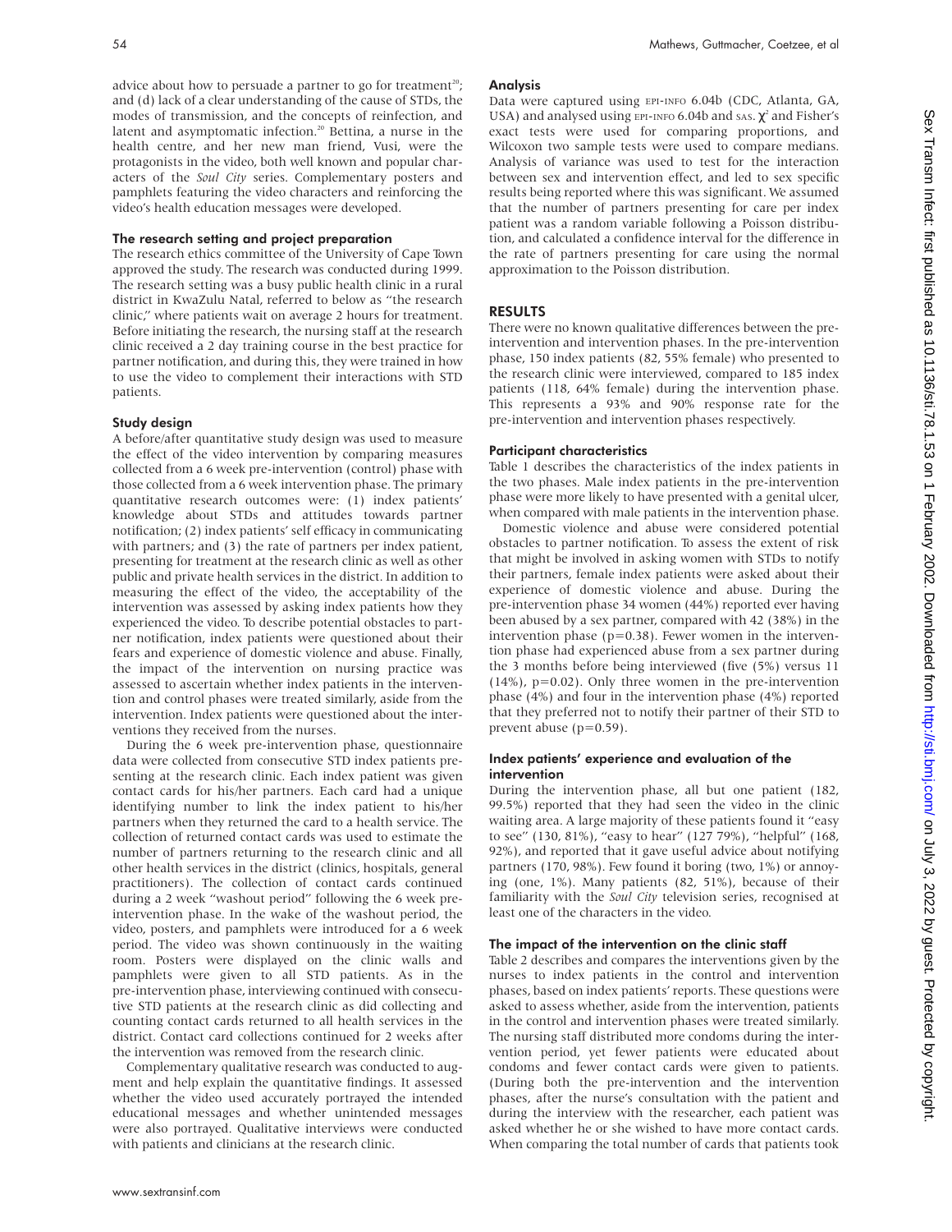advice about how to persuade a partner to go for treatment[20]; and (d) lack of a clear understanding of the cause of STDs, the modes of transmission, and the concepts of reinfection, and latent and asymptomatic infection.[20] Bettina, a nurse in the health centre, and her new man friend, Vusi, were the protagonists in the video, both well known and popular characters of the *Soul City* series. Complementary posters and pamphlets featuring the video characters and reinforcing the video's health education messages were developed.

### The research setting and project preparation

The research ethics committee of the University of Cape Town approved the study. The research was conducted during 1999. The research setting was a busy public health clinic in a rural district in KwaZulu Natal, referred to below as "the research clinic," where patients wait on average 2 hours for treatment. Before initiating the research, the nursing staff at the research clinic received a 2 day training course in the best practice for partner notification, and during this, they were trained in how to use the video to complement their interactions with STD patients.

### Study design

A before/after quantitative study design was used to measure the effect of the video intervention by comparing measures collected from a 6 week pre-intervention (control) phase with those collected from a 6 week intervention phase. The primary quantitative research outcomes were: (1) index patients' knowledge about STDs and attitudes towards partner notification; (2) index patients' self efficacy in communicating with partners; and (3) the rate of partners per index patient, presenting for treatment at the research clinic as well as other public and private health services in the district. In addition to measuring the effect of the video, the acceptability of the intervention was assessed by asking index patients how they experienced the video. To describe potential obstacles to partner notification, index patients were questioned about their fears and experience of domestic violence and abuse. Finally, the impact of the intervention on nursing practice was assessed to ascertain whether index patients in the intervention and control phases were treated similarly, aside from the intervention. Index patients were questioned about the interventions they received from the nurses.

During the 6 week pre-intervention phase, questionnaire data were collected from consecutive STD index patients presenting at the research clinic. Each index patient was given contact cards for his/her partners. Each card had a unique identifying number to link the index patient to his/her partners when they returned the card to a health service. The collection of returned contact cards was used to estimate the number of partners returning to the research clinic and all other health services in the district (clinics, hospitals, general practitioners). The collection of contact cards continued during a 2 week "washout period" following the 6 week pre-intervention phase. In the wake of the washout period, the video, posters, and pamphlets were introduced for a 6 week period. The video was shown continuously in the waiting room. Posters were displayed on the clinic walls and pamphlets were given to all STD patients. As in the pre-intervention phase, interviewing continued with consecutive STD patients at the research clinic as did collecting and counting contact cards returned to all health services in the district. Contact card collections continued for 2 weeks after the intervention was removed from the research clinic.

Complementary qualitative research was conducted to augment and help explain the quantitative findings. It assessed whether the video used accurately portrayed the intended educational messages and whether unintended messages were also portrayed. Qualitative interviews were conducted with patients and clinicians at the research clinic.

### Analysis

Data were captured using EPI-INFO 6.04b (CDC, Atlanta, GA, USA) and analysed using EPI-INFO 6.04b and SAS. $\chi^2$ and Fisher's exact tests were used for comparing proportions, and Wilcoxon two sample tests were used to compare medians. Analysis of variance was used to test for the interaction between sex and intervention effect, and led to sex specific results being reported where this was significant. We assumed that the number of partners presenting for care per index patient was a random variable following a Poisson distribution, and calculated a confidence interval for the difference in the rate of partners presenting for care using the normal approximation to the Poisson distribution.

## RESULTS

There were no known qualitative differences between the pre-intervention and intervention phases. In the pre-intervention phase, 150 index patients (82, 55% female) who presented to the research clinic were interviewed, compared to 185 index patients (118, 64% female) during the intervention phase. This represents a 93% and 90% response rate for the pre-intervention and intervention phases respectively.

### Participant characteristics

Table 1 describes the characteristics of the index patients in the two phases. Male index patients in the pre-intervention phase were more likely to have presented with a genital ulcer, when compared with male patients in the intervention phase.

Domestic violence and abuse were considered potential obstacles to partner notification. To assess the extent of risk that might be involved in asking women with STDs to notify their partners, female index patients were asked about their experience of domestic violence and abuse. During the pre-intervention phase 34 women (44%) reported ever having been abused by a sex partner, compared with 42 (38%) in the intervention phase ($p=0.38$). Fewer women in the intervention phase had experienced abuse from a sex partner during the 3 months before being interviewed (five (5%) versus 11 (14%), $p=0.02$). Only three women in the pre-intervention phase (4%) and four in the intervention phase (4%) reported that they preferred not to notify their partner of their STD to prevent abuse ($p=0.59$).

### Index patients' experience and evaluation of the intervention

During the intervention phase, all but one patient (182, 99.5%) reported that they had seen the video in the clinic waiting area. A large majority of these patients found it "easy to see" (130, 81%), "easy to hear" (127 79%), "helpful" (168, 92%), and reported that it gave useful advice about notifying partners (170, 98%). Few found it boring (two, 1%) or annoying (one, 1%). Many patients (82, 51%), because of their familiarity with the *Soul City* television series, recognised at least one of the characters in the video.

### The impact of the intervention on the clinic staff

Table 2 describes and compares the interventions given by the nurses to index patients in the control and intervention phases, based on index patients' reports. These questions were asked to assess whether, aside from the intervention, patients in the control and intervention phases were treated similarly. The nursing staff distributed more condoms during the intervention period, yet fewer patients were educated about condoms and fewer contact cards were given to patients. (During both the pre-intervention and the intervention phases, after the nurse's consultation with the patient and during the interview with the researcher, each patient was asked whether he or she wished to have more contact cards. When comparing the total number of cards that patients took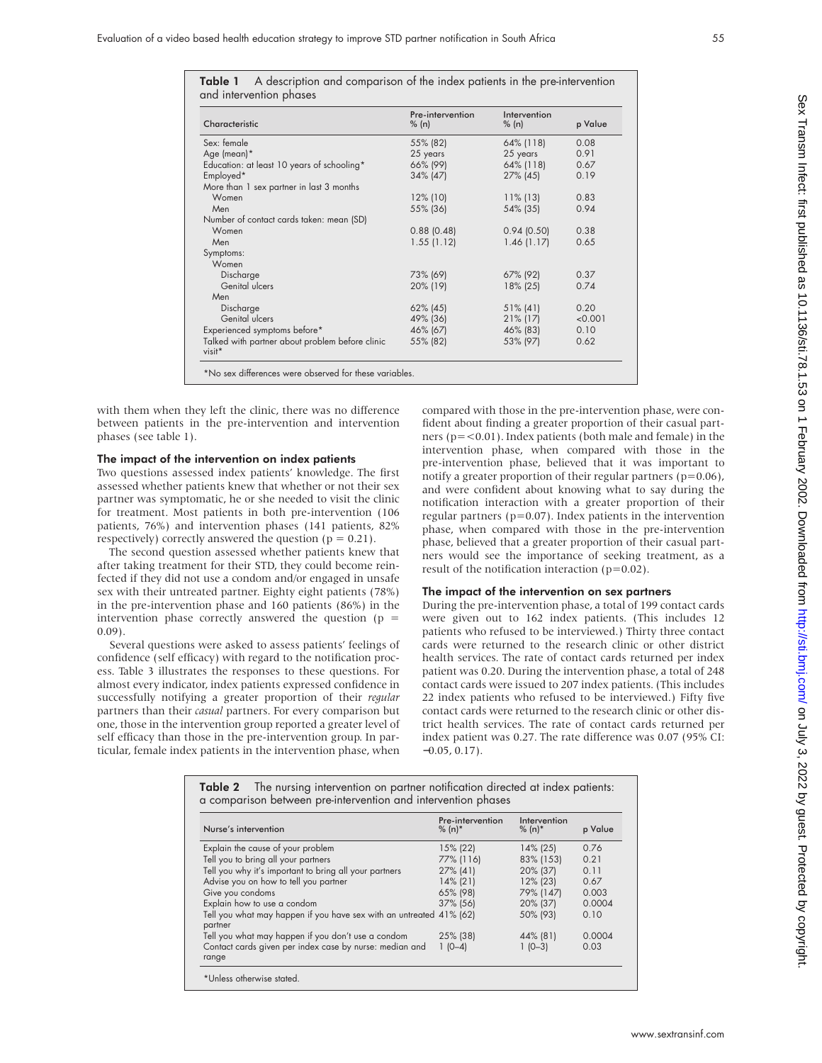**Table 1** A description and comparison of the index patients in the pre-intervention and intervention phases

| Characteristic | Pre-intervention % (n) | Intervention % (n) | p Value |
|---|---|---|---|
| Sex: female | 55% (82) | 64% (118) | 0.08 |
| Age (mean)* | 25 years | 25 years | 0.91 |
| Education: at least 10 years of schooling* | 66% (99) | 64% (118) | 0.67 |
| Employed* | 34% (47) | 27% (45) | 0.19 |
| More than 1 sex partner in last 3 months | | | |
| Women | 12% (10) | 11% (13) | 0.83 |
| Men | 55% (36) | 54% (35) | 0.94 |
| Number of contact cards taken: mean (SD) | | | |
| Women | 0.88 (0.48) | 0.94 (0.50) | 0.38 |
| Men | 1.55 (1.12) | 1.46 (1.17) | 0.65 |
| Symptoms: | | | |
| Women | | | |
| Discharge | 73% (69) | 67% (92) | 0.37 |
| Genital ulcers | 20% (19) | 18% (25) | 0.74 |
| Men | | | |
| Discharge | 62% (45) | 51% (41) | 0.20 |
| Genital ulcers | 49% (36) | 21% (17) | <0.001 |
| Experienced symptoms before* | 46% (67) | 46% (83) | 0.10 |
| Talked with partner about problem before clinic visit* | 55% (82) | 53% (97) | 0.62 |

*No sex differences were observed for these variables.

with them when they left the clinic, there was no difference between patients in the pre-intervention and intervention phases (see table 1).

### The impact of the intervention on index patients

Two questions assessed index patients' knowledge. The first assessed whether patients knew that whether or not their sex partner was symptomatic, he or she needed to visit the clinic for treatment. Most patients in both pre-intervention (106 patients, 76%) and intervention phases (141 patients, 82% respectively) correctly answered the question ($p = 0.21$).

The second question assessed whether patients knew that after taking treatment for their STD, they could become reinfected if they did not use a condom and/or engaged in unsafe sex with their untreated partner. Eighty eight patients (78%) in the pre-intervention phase and 160 patients (86%) in the intervention phase correctly answered the question ($p = 0.09$).

Several questions were asked to assess patients' feelings of confidence (self efficacy) with regard to the notification process. Table 3 illustrates the responses to these questions. For almost every indicator, index patients expressed confidence in successfully notifying a greater proportion of their *regular* partners than their *casual* partners. For every comparison but one, those in the intervention group reported a greater level of self efficacy than those in the pre-intervention group. In particular, female index patients in the intervention phase, when compared with those in the pre-intervention phase, were confident about finding a greater proportion of their casual partners ($p = <0.01$). Index patients (both male and female) in the intervention phase, when compared with those in the pre-intervention phase, believed that it was important to notify a greater proportion of their regular partners ($p = 0.06$), and were confident about knowing what to say during the notification interaction with a greater proportion of their regular partners ($p = 0.07$). Index patients in the intervention phase, when compared with those in the pre-intervention phase, believed that a greater proportion of their casual partners would see the importance of seeking treatment, as a result of the notification interaction ($p = 0.02$).

### The impact of the intervention on sex partners

During the pre-intervention phase, a total of 199 contact cards were given out to 162 index patients. (This includes 12 patients who refused to be interviewed.) Thirty three contact cards were returned to the research clinic or other district health services. The rate of contact cards returned per index patient was 0.20. During the intervention phase, a total of 248 contact cards were issued to 207 index patients. (This includes 22 index patients who refused to be interviewed.) Fifty five contact cards were returned to the research clinic or other district health services. The rate of contact cards returned per index patient was 0.27. The rate difference was 0.07 (95% CI: −0.05, 0.17).

**Table 2** The nursing intervention on partner notification directed at index patients: a comparison between pre-intervention and intervention phases

| Nurse's intervention | Pre-intervention % (n)* | Intervention % (n)* | p Value |
|---|---|---|---|
| Explain the cause of your problem | 15% (22) | 14% (25) | 0.76 |
| Tell you to bring all your partners | 77% (116) | 83% (153) | 0.21 |
| Tell you why it's important to bring all your partners | 27% (41) | 20% (37) | 0.11 |
| Advise you on how to tell you partner | 14% (21) | 12% (23) | 0.67 |
| Give you condoms | 65% (98) | 79% (147) | 0.003 |
| Explain how to use a condom | 37% (56) | 20% (37) | 0.0004 |
| Tell you what may happen if you have sex with an untreated partner | 41% (62) | 50% (93) | 0.10 |
| Tell you what may happen if you don't use a condom | 25% (38) | 44% (81) | 0.0004 |
| Contact cards given per index case by nurse: median and range | 1 (0–4) | 1 (0–3) | 0.03 |

*Unless otherwise stated.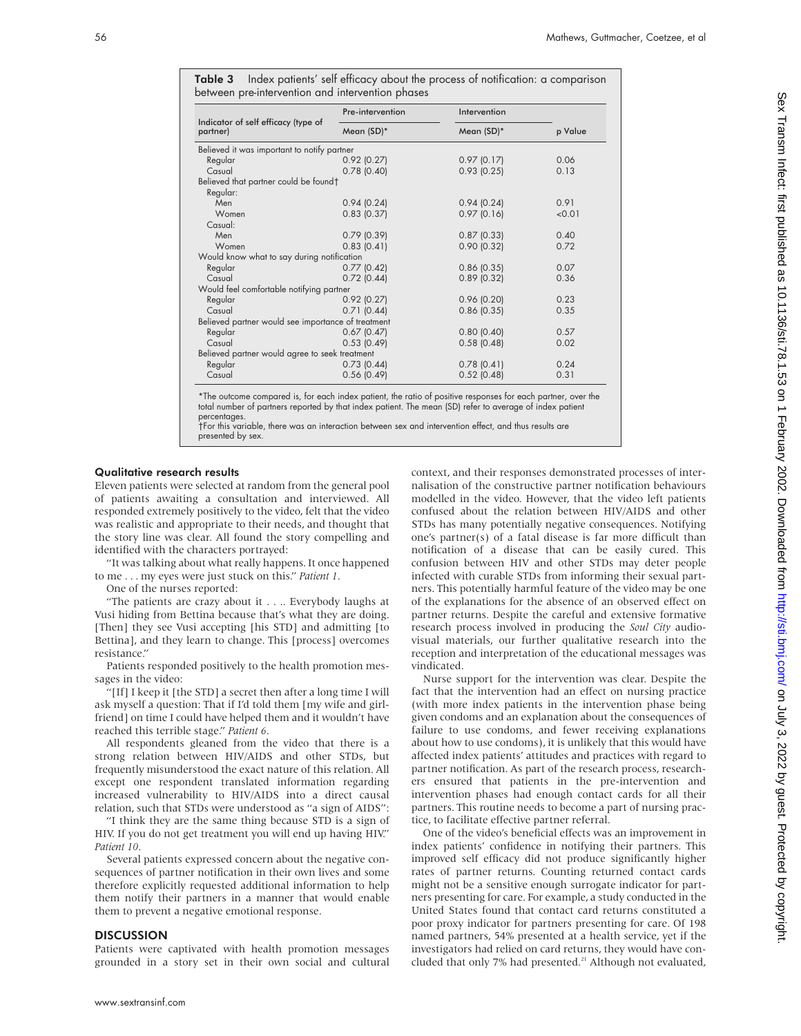**Table 3** Index patients' self efficacy about the process of notification: a comparison between pre-intervention and intervention phases

| Indicator of self efficacy (type of partner) | Pre-intervention Mean (SD)* | Intervention Mean (SD)* | p Value |
|---|---|---|---|
| Believed it was important to notify partner | | | |
| Regular | 0.92 (0.27) | 0.97 (0.17) | 0.06 |
| Casual | 0.78 (0.40) | 0.93 (0.25) | 0.13 |
| Believed that partner could be found† | | | |
| Regular: | | | |
| Men | 0.94 (0.24) | 0.94 (0.24) | 0.91 |
| Women | 0.83 (0.37) | 0.97 (0.16) | <0.01 |
| Casual: | | | |
| Men | 0.79 (0.39) | 0.87 (0.33) | 0.40 |
| Women | 0.83 (0.41) | 0.90 (0.32) | 0.72 |
| Would know what to say during notification | | | |
| Regular | 0.77 (0.42) | 0.86 (0.35) | 0.07 |
| Casual | 0.72 (0.44) | 0.89 (0.32) | 0.36 |
| Would feel comfortable notifying partner | | | |
| Regular | 0.92 (0.27) | 0.96 (0.20) | 0.23 |
| Casual | 0.71 (0.44) | 0.86 (0.35) | 0.35 |
| Believed partner would see importance of treatment | | | |
| Regular | 0.67 (0.47) | 0.80 (0.40) | 0.57 |
| Casual | 0.53 (0.49) | 0.58 (0.48) | 0.02 |
| Believed partner would agree to seek treatment | | | |
| Regular | 0.73 (0.44) | 0.78 (0.41) | 0.24 |
| Casual | 0.56 (0.49) | 0.52 (0.48) | 0.31 |

*The outcome compared is, for each index patient, the ratio of positive responses for each partner, over the total number of partners reported by that index patient. The mean (SD) refer to average of index patient percentages.
†For this variable, there was an interaction between sex and intervention effect, and thus results are presented by sex.

### Qualitative research results

Eleven patients were selected at random from the general pool of patients awaiting a consultation and interviewed. All responded extremely positively to the video, felt that the video was realistic and appropriate to their needs, and thought that the story line was clear. All found the story compelling and identified with the characters portrayed:

"It was talking about what really happens. It once happened to me . . . my eyes were just stuck on this." *Patient 1*.

One of the nurses reported:

"The patients are crazy about it . . .. Everybody laughs at Vusi hiding from Bettina because that's what they are doing. [Then] they see Vusi accepting [his STD] and admitting [to Bettina], and they learn to change. This [process] overcomes resistance."

Patients responded positively to the health promotion messages in the video:

"[If] I keep it [the STD] a secret then after a long time I will ask myself a question: That if I'd told them [my wife and girlfriend] on time I could have helped them and it wouldn't have reached this terrible stage." *Patient 6*.

All respondents gleaned from the video that there is a strong relation between HIV/AIDS and other STDs, but frequently misunderstood the exact nature of this relation. All except one respondent translated information regarding increased vulnerability to HIV/AIDS into a direct causal relation, such that STDs were understood as "a sign of AIDS":

"I think they are the same thing because STD is a sign of HIV. If you do not get treatment you will end up having HIV." *Patient 10*.

Several patients expressed concern about the negative consequences of partner notification in their own lives and some therefore explicitly requested additional information to help them notify their partners in a manner that would enable them to prevent a negative emotional response.

## DISCUSSION

Patients were captivated with health promotion messages grounded in a story set in their own social and cultural context, and their responses demonstrated processes of internalisation of the constructive partner notification behaviours modelled in the video. However, that the video left patients confused about the relation between HIV/AIDS and other STDs has many potentially negative consequences. Notifying one's partner(s) of a fatal disease is far more difficult than notification of a disease that can be easily cured. This confusion between HIV and other STDs may deter people infected with curable STDs from informing their sexual partners. This potentially harmful feature of the video may be one of the explanations for the absence of an observed effect on partner returns. Despite the careful and extensive formative research process involved in producing the *Soul City* audiovisual materials, our further qualitative research into the reception and interpretation of the educational messages was vindicated.

Nurse support for the intervention was clear. Despite the fact that the intervention had an effect on nursing practice (with more index patients in the intervention phase being given condoms and an explanation about the consequences of failure to use condoms, and fewer receiving explanations about how to use condoms), it is unlikely that this would have affected index patients' attitudes and practices with regard to partner notification. As part of the research process, researchers ensured that patients in the pre-intervention and intervention phases had enough contact cards for all their partners. This routine needs to become a part of nursing practice, to facilitate effective partner referral.

One of the video's beneficial effects was an improvement in index patients' confidence in notifying their partners. This improved self efficacy did not produce significantly higher rates of partner returns. Counting returned contact cards might not be a sensitive enough surrogate indicator for partners presenting for care. For example, a study conducted in the United States found that contact card returns constituted a poor proxy indicator for partners presenting for care. Of 198 named partners, 54% presented at a health service, yet if the investigators had relied on card returns, they would have concluded that only 7% had presented.[21] Although not evaluated,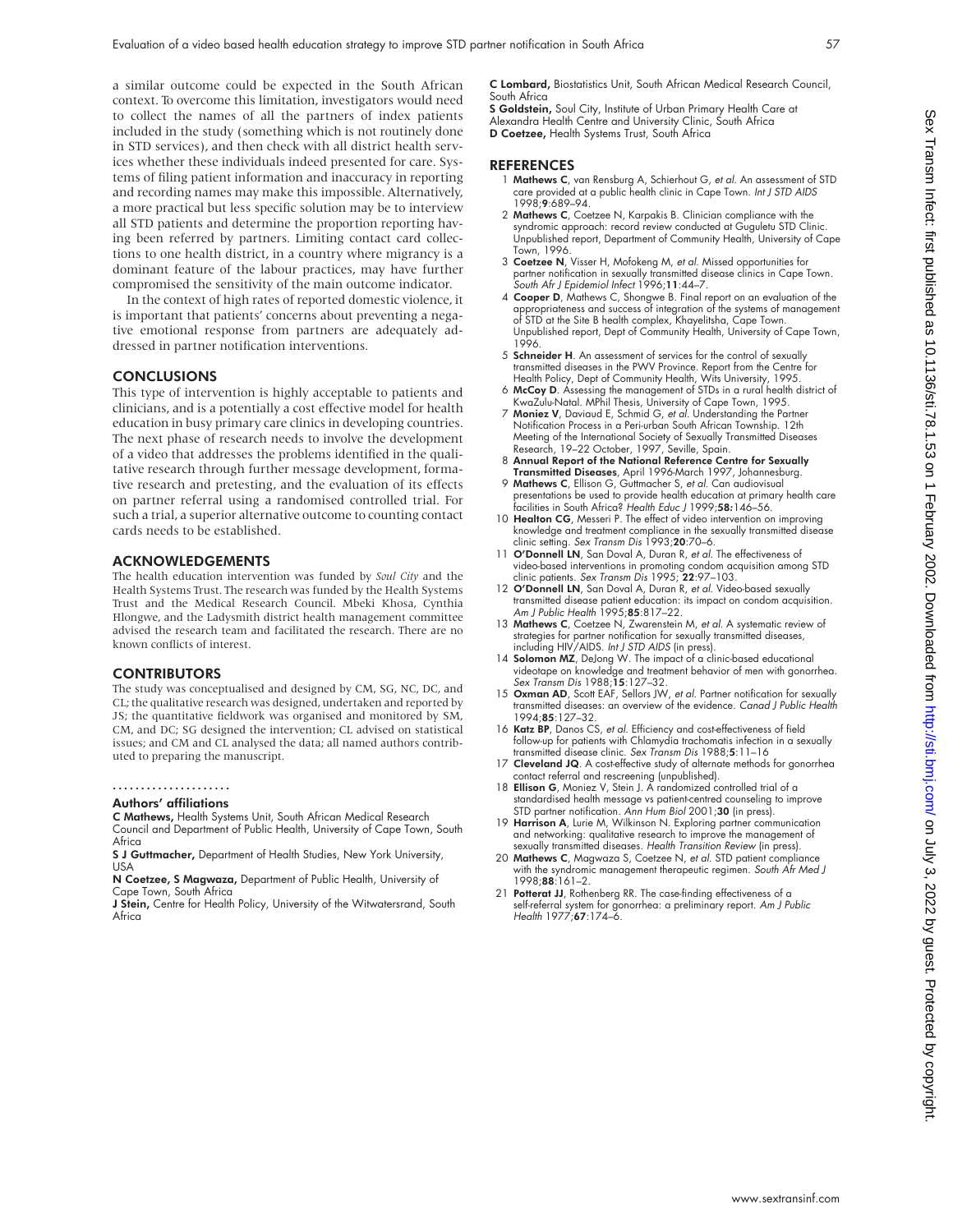a similar outcome could be expected in the South African context. To overcome this limitation, investigators would need to collect the names of all the partners of index patients included in the study (something which is not routinely done in STD services), and then check with all district health services whether these individuals indeed presented for care. Systems of filing patient information and inaccuracy in reporting and recording names may make this impossible. Alternatively, a more practical but less specific solution may be to interview all STD patients and determine the proportion reporting having been referred by partners. Limiting contact card collections to one health district, in a country where migrancy is a dominant feature of the labour practices, may have further compromised the sensitivity of the main outcome indicator.

In the context of high rates of reported domestic violence, it is important that patients' concerns about preventing a negative emotional response from partners are adequately addressed in partner notification interventions.

## CONCLUSIONS

This type of intervention is highly acceptable to patients and clinicians, and is a potentially a cost effective model for health education in busy primary care clinics in developing countries. The next phase of research needs to involve the development of a video that addresses the problems identified in the qualitative research through further message development, formative research and pretesting, and the evaluation of its effects on partner referral using a randomised controlled trial. For such a trial, a superior alternative outcome to counting contact cards needs to be established.

## ACKNOWLEDGEMENTS

The health education intervention was funded by *Soul City* and the Health Systems Trust. The research was funded by the Health Systems Trust and the Medical Research Council. Mbeki Khosa, Cynthia Hlongwe, and the Ladysmith district health management committee advised the research team and facilitated the research. There are no known conflicts of interest.

## CONTRIBUTORS

The study was conceptualised and designed by CM, SG, NC, DC, and CL; the qualitative research was designed, undertaken and reported by JS; the quantitative fieldwork was organised and monitored by SM, CM, and DC; SG designed the intervention; CL advised on statistical issues; and CM and CL analysed the data; all named authors contributed to preparing the manuscript.

### Authors' affiliations

**C Mathews,** Health Systems Unit, South African Medical Research Council and Department of Public Health, University of Cape Town, South Africa
**S J Guttmacher,** Department of Health Studies, New York University, USA
**N Coetzee, S Magwaza,** Department of Public Health, University of Cape Town, South Africa
**J Stein,** Centre for Health Policy, University of the Witwatersrand, South Africa
**C Lombard,** Biostatistics Unit, South African Medical Research Council, South Africa
**S Goldstein,** Soul City, Institute of Urban Primary Health Care at Alexandra Health Centre and University Clinic, South Africa
**D Coetzee,** Health Systems Trust, South Africa

## REFERENCES

1. **Mathews C**, van Rensburg A, Schierhout G, *et al.* An assessment of STD care provided at a public health clinic in Cape Town. *Int J STD AIDS* 1998;**9**:689–94.
2. **Mathews C**, Coetzee N, Karpakis B. Clinician compliance with the syndromic approach: record review conducted at Guguletu STD Clinic. Unpublished report, Department of Community Health, University of Cape Town, 1996.
3. **Coetzee N**, Visser H, Mofokeng M, *et al.* Missed opportunities for partner notification in sexually transmitted disease clinics in Cape Town. *South Afr J Epidemiol Infect* 1996;**11**:44–7.
4. **Cooper D**, Mathews C, Shongwe B. Final report on an evaluation of the appropriateness and success of integration of the systems of management of STD at the Site B health complex, Khayelitsha, Cape Town. Unpublished report, Dept of Community Health, University of Cape Town, 1996.
5. **Schneider H**. An assessment of services for the control of sexually transmitted diseases in the PWV Province. Report from the Centre for Health Policy, Dept of Community Health, Wits University, 1995.
6. **McCoy D**. Assessing the management of STDs in a rural health district of KwaZulu-Natal. MPhil Thesis, University of Cape Town, 1995.
7. **Moniez V**, Daviaud E, Schmid G, *et al.* Understanding the Partner Notification Process in a Peri-urban South African Township. 12th Meeting of the International Society of Sexually Transmitted Diseases Research, 19–22 October, 1997, Seville, Spain.
8. **Annual Report of the National Reference Centre for Sexually Transmitted Diseases**, April 1996-March 1997, Johannesburg.
9. **Mathews C**, Ellison G, Guttmacher S, *et al.* Can audiovisual presentations be used to provide health education at primary health care facilities in South Africa? *Health Educ J* 1999;**58:**146–56.
10. **Healton CG**, Messeri P. The effect of video intervention on improving knowledge and treatment compliance in the sexually transmitted disease clinic setting. *Sex Transm Dis* 1993;**20**:70–6.
11. **O'Donnell LN**, San Doval A, Duran R, *et al.* The effectiveness of video-based interventions in promoting condom acquisition among STD clinic patients. *Sex Transm Dis* 1995; **22**:97–103.
12. **O'Donnell LN**, San Doval A, Duran R, *et al.* Video-based sexually transmitted disease patient education: its impact on condom acquisition. *Am J Public Health* 1995;**85**:817–22.
13. **Mathews C**, Coetzee N, Zwarenstein M, *et al.* A systematic review of strategies for partner notification for sexually transmitted diseases, including HIV/AIDS. *Int J STD AIDS* (in press).
14. **Solomon MZ**, DeJong W. The impact of a clinic-based educational videotape on knowledge and treatment behavior of men with gonorrhea. *Sex Transm Dis* 1988;**15**:127–32.
15. **Oxman AD**, Scott EAF, Sellors JW, *et al.* Partner notification for sexually transmitted diseases: an overview of the evidence. *Canad J Public Health* 1994;**85**:127–32.
16. **Katz BP**, Danos CS, *et al.* Efficiency and cost-effectiveness of field follow-up for patients with Chlamydia trachomatis infection in a sexually transmitted disease clinic. *Sex Transm Dis* 1988;**5**:11–16
17. **Cleveland JQ**. A cost-effective study of alternate methods for gonorrhea contact referral and rescreening (unpublished).
18. **Ellison G**, Moniez V, Stein J. A randomized controlled trial of a standardised health message vs patient-centred counseling to improve STD partner notification. *Ann Hum Biol* 2001;**30** (in press).
19. **Harrison A**, Lurie M, Wilkinson N. Exploring partner communication and networking: qualitative research to improve the management of sexually transmitted diseases. *Health Transition Review* (in press).
20. **Mathews C**, Magwaza S, Coetzee N, *et al.* STD patient compliance with the syndromic management therapeutic regimen. *South Afr Med J* 1998;**88**:161–2.
21. **Potterat JJ**, Rothenberg RR. The case-finding effectiveness of a self-referral system for gonorrhea: a preliminary report. *Am J Public Health* 1977;**67**:174–6.